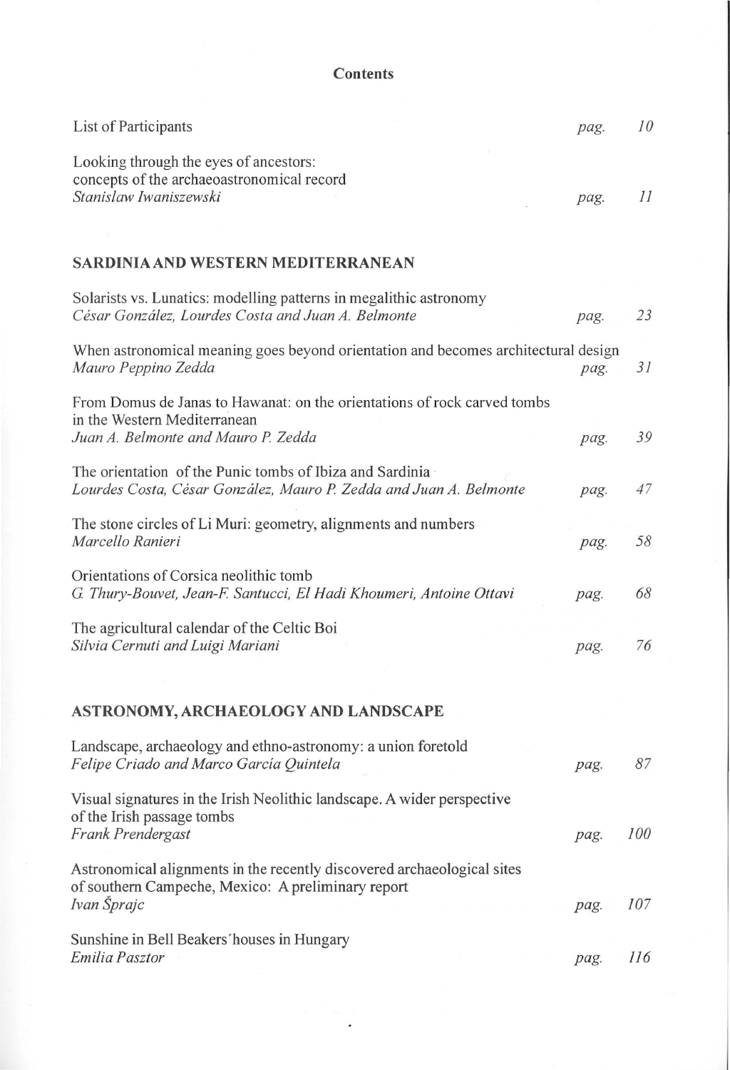# Contents

List of Participants *pag.* *10*

Looking through the eyes of ancestors:
concepts of the archaeoastronomical record
*Stanislaw Iwaniszewski* *pag.* *11*

## SARDINIA AND WESTERN MEDITERRANEAN

Solarists vs. Lunatics: modelling patterns in megalithic astronomy
*César González, Lourdes Costa and Juan A. Belmonte* *pag.* *23*

When astronomical meaning goes beyond orientation and becomes architectural design
*Mauro Peppino Zedda* *pag.* *31*

From Domus de Janas to Hawanat: on the orientations of rock carved tombs in the Western Mediterranean
*Juan A. Belmonte and Mauro P. Zedda* *pag.* *39*

The orientation of the Punic tombs of Ibiza and Sardinia
*Lourdes Costa, César González, Mauro P. Zedda and Juan A. Belmonte* *pag.* *47*

The stone circles of Li Muri: geometry, alignments and numbers
*Marcello Ranieri* *pag.* *58*

Orientations of Corsica neolithic tomb
*G. Thury-Bouvet, Jean-F. Santucci, El Hadi Khoumeri, Antoine Ottavi* *pag.* *68*

The agricultural calendar of the Celtic Boi
*Silvia Cernuti and Luigi Mariani* *pag.* *76*

## ASTRONOMY, ARCHAEOLOGY AND LANDSCAPE

Landscape, archaeology and ethno-astronomy: a union foretold
*Felipe Criado and Marco García Quintela* *pag.* *87*

Visual signatures in the Irish Neolithic landscape. A wider perspective of the Irish passage tombs
*Frank Prendergast* *pag.* *100*

Astronomical alignments in the recently discovered archaeological sites of southern Campeche, Mexico: A preliminary report
*Ivan Šprajc* *pag.* *107*

Sunshine in Bell Beakers´houses in Hungary
*Emilia Pasztor* *pag.* *116*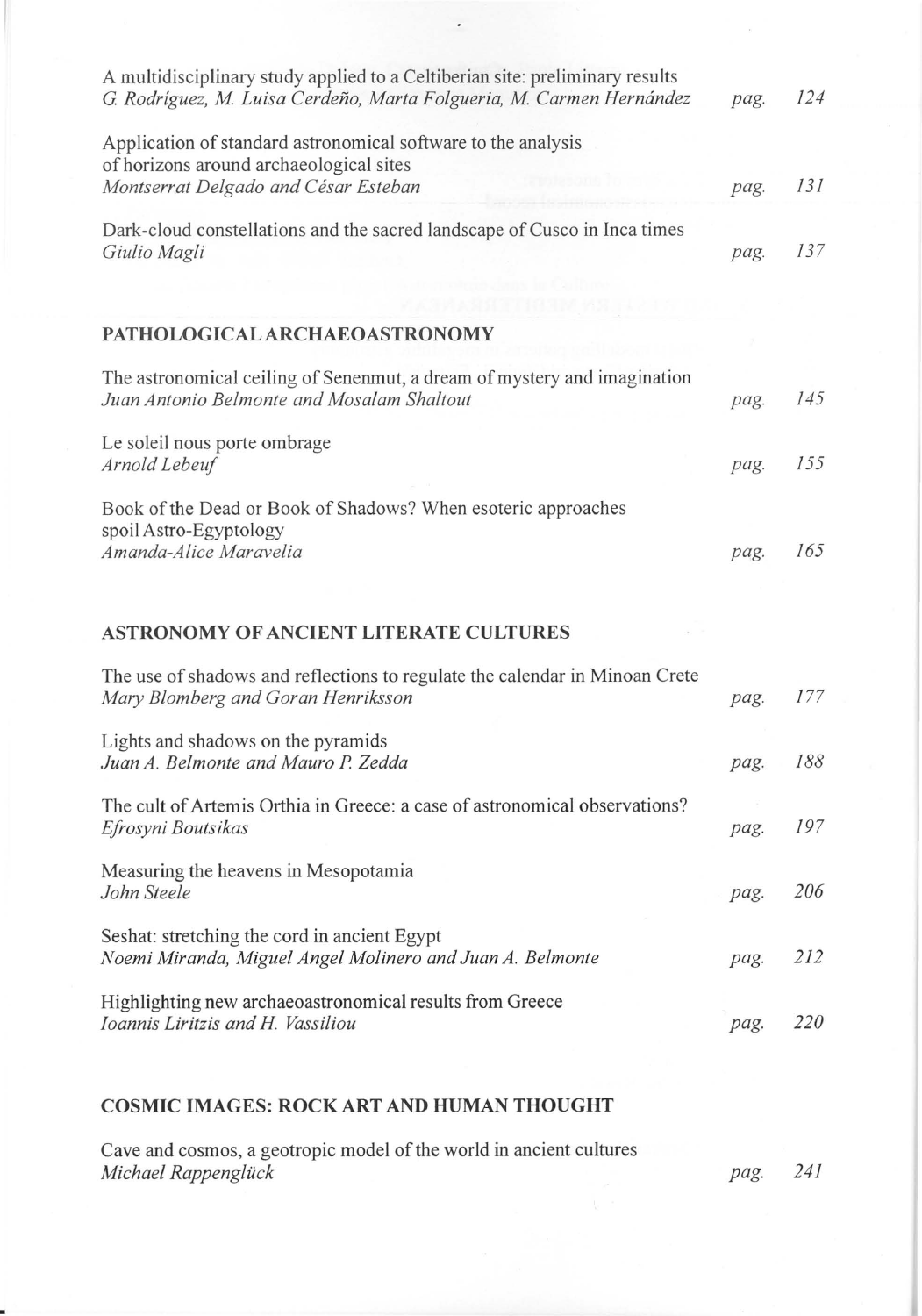A multidisciplinary study applied to a Celtiberian site: preliminary results
*G. Rodríguez, M. Luisa Cerdeño, Marta Folgueria, M. Carmen Hernández* pag. 124

Application of standard astronomical software to the analysis of horizons around archaeological sites
*Montserrat Delgado and César Esteban* pag. 131

Dark-cloud constellations and the sacred landscape of Cusco in Inca times
*Giulio Magli* pag. 137

## PATHOLOGICAL ARCHAEOASTRONOMY

The astronomical ceiling of Senenmut, a dream of mystery and imagination
*Juan Antonio Belmonte and Mosalam Shaltout* pag. 145

Le soleil nous porte ombrage
*Arnold Lebeuf* pag. 155

Book of the Dead or Book of Shadows? When esoteric approaches spoil Astro-Egyptology
*Amanda-Alice Maravelia* pag. 165

## ASTRONOMY OF ANCIENT LITERATE CULTURES

The use of shadows and reflections to regulate the calendar in Minoan Crete
*Mary Blomberg and Goran Henriksson* pag. 177

Lights and shadows on the pyramids
*Juan A. Belmonte and Mauro P. Zedda* pag. 188

The cult of Artemis Orthia in Greece: a case of astronomical observations?
*Efrosyni Boutsikas* pag. 197

Measuring the heavens in Mesopotamia
*John Steele* pag. 206

Seshat: stretching the cord in ancient Egypt
*Noemi Miranda, Miguel Angel Molinero and Juan A. Belmonte* pag. 212

Highlighting new archaeoastronomical results from Greece
*Ioannis Liritzis and H. Vassiliou* pag. 220

## COSMIC IMAGES: ROCK ART AND HUMAN THOUGHT

Cave and cosmos, a geotropic model of the world in ancient cultures
*Michael Rappenglück* pag. 241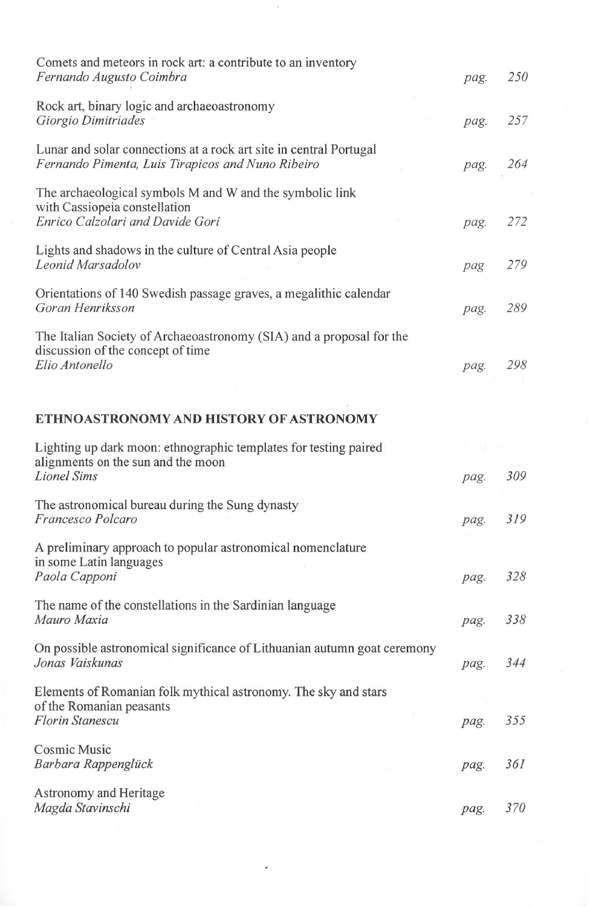Comets and meteors in rock art: a contribute to an inventory
*Fernando Augusto Coimbra* *pag.* *250*

Rock art, binary logic and archaeoastronomy
*Giorgio Dimitriades* *pag.* *257*

Lunar and solar connections at a rock art site in central Portugal
*Fernando Pimenta, Luis Tirapicos and Nuno Ribeiro* *pag.* *264*

The archaeological symbols M and W and the symbolic link with Cassiopeia constellation
*Enrico Calzolari and Davide Gori* *pag.* *272*

Lights and shadows in the culture of Central Asia people
*Leonid Marsadolov* *pag* *279*

Orientations of 140 Swedish passage graves, a megalithic calendar
*Goran Henriksson* *pag.* *289*

The Italian Society of Archaeoastronomy (SIA) and a proposal for the discussion of the concept of time
*Elio Antonello* *pag.* *298*

## ETHNOASTRONOMY AND HISTORY OF ASTRONOMY

Lighting up dark moon: ethnographic templates for testing paired alignments on the sun and the moon
*Lionel Sims* *pag.* *309*

The astronomical bureau during the Sung dynasty
*Francesco Polcaro* *pag.* *319*

A preliminary approach to popular astronomical nomenclature in some Latin languages
*Paola Capponi* *pag.* *328*

The name of the constellations in the Sardinian language
*Mauro Maxia* *pag.* *338*

On possible astronomical significance of Lithuanian autumn goat ceremony
*Jonas Vaiskunas* *pag.* *344*

Elements of Romanian folk mythical astronomy. The sky and stars of the Romanian peasants
*Florin Stanescu* *pag.* *355*

Cosmic Music
*Barbara Rappenglück* *pag.* *361*

Astronomy and Heritage
*Magda Stavinschi* *pag.* *370*